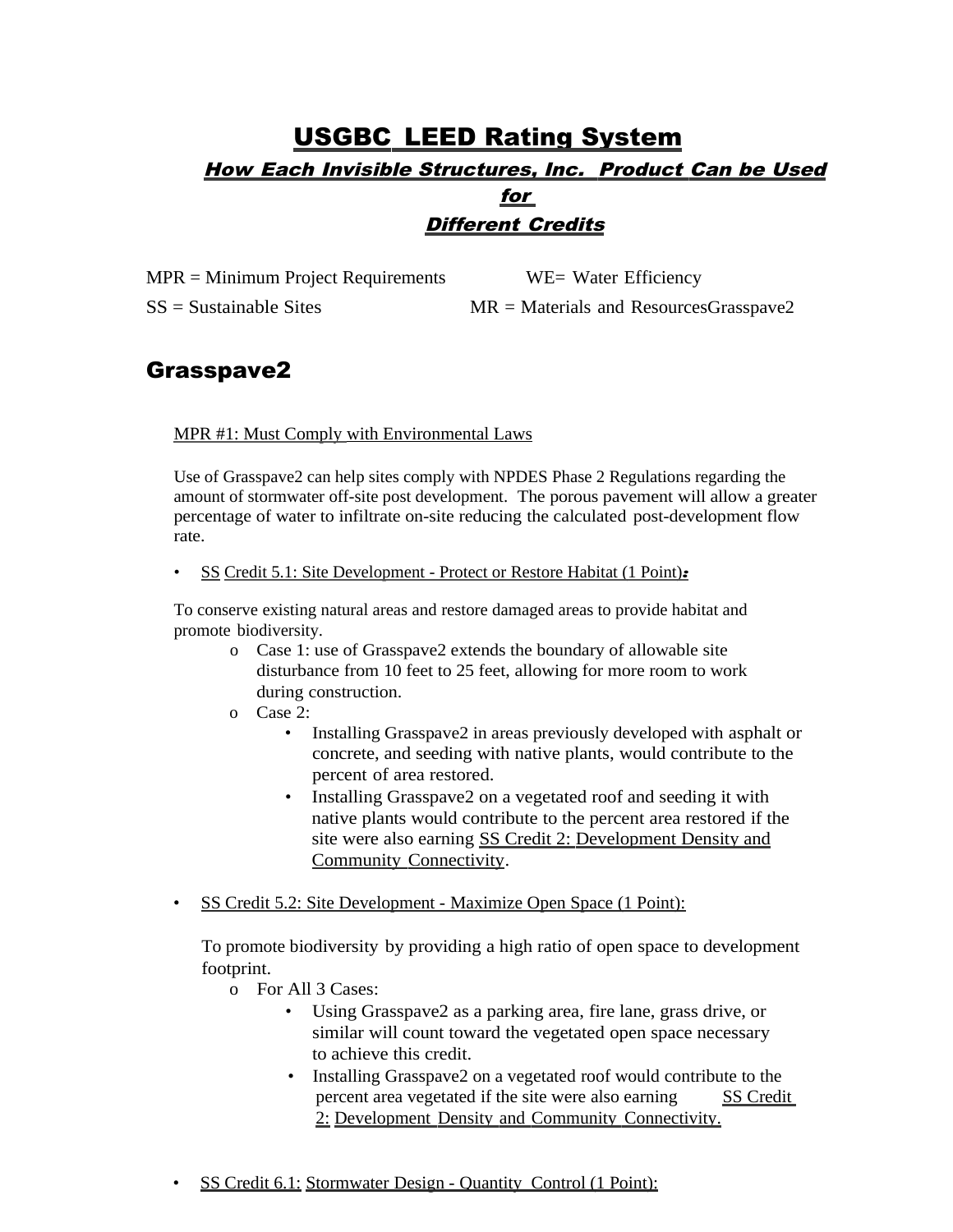# USGBC LEED Rating System

### *How Each Invisible Structures, Inc. Product Can be Used for Different Credits*

MPR = Minimum Project Requirements WE= Water Efficiency

SS = Sustainable Sites MR = Materials and ResourcesGrasspave2

## Grasspave2

MPR #1: Must Comply with Environmental Laws

Use of Grasspave2 can help sites comply with NPDES Phase 2 Regulations regarding the amount of stormwater off-site post development. The porous pavement will allow a greater percentage of water to infiltrate on-site reducing the calculated post-development flow rate.

- SS Credit 5.1: Site Development - Protect or Restore Habitat (1 Point)**:**

To conserve existing natural areas and restore damaged areas to provide habitat and promote biodiversity.

- o Case 1: use of Grasspave2 extends the boundary of allowable site disturbance from 10 feet to 25 feet, allowing for more room to work during construction.
- o Case 2:
  - Installing Grasspave2 in areas previously developed with asphalt or concrete, and seeding with native plants, would contribute to the percent of area restored.
  - Installing Grasspave2 on a vegetated roof and seeding it with native plants would contribute to the percent area restored if the site were also earning SS Credit 2: Development Density and Community Connectivity.

- SS Credit 5.2: Site Development - Maximize Open Space (1 Point):

  To promote biodiversity by providing a high ratio of open space to development footprint.

  - o For All 3 Cases:
    - Using Grasspave2 as a parking area, fire lane, grass drive, or similar will count toward the vegetated open space necessary to achieve this credit.
    - Installing Grasspave2 on a vegetated roof would contribute to the percent area vegetated if the site were also earning SS Credit 2: Development Density and Community Connectivity.

- SS Credit 6.1: Stormwater Design - Quantity Control (1 Point):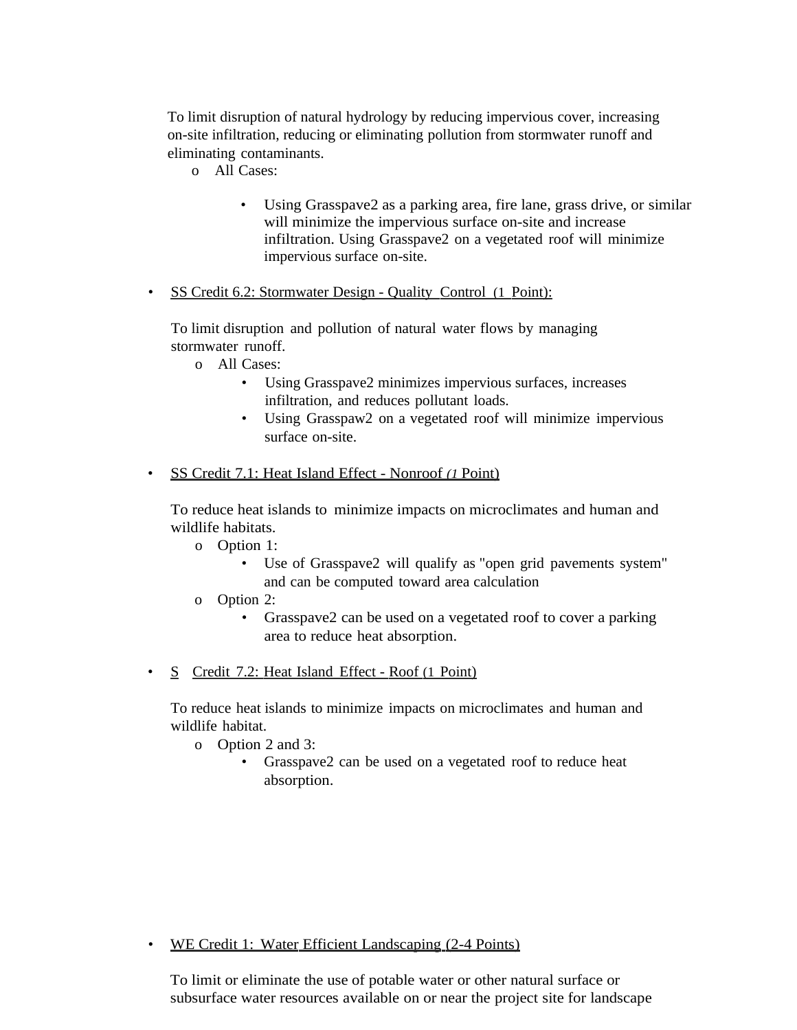To limit disruption of natural hydrology by reducing impervious cover, increasing on-site infiltration, reducing or eliminating pollution from stormwater runoff and eliminating contaminants.

- All Cases:
  - Using Grasspave2 as a parking area, fire lane, grass drive, or similar will minimize the impervious surface on-site and increase infiltration. Using Grasspave2 on a vegetated roof will minimize impervious surface on-site.

- SS Credit 6.2: Stormwater Design - Quality Control (1 Point):

  To limit disruption and pollution of natural water flows by managing stormwater runoff.

  - All Cases:
    - Using Grasspave2 minimizes impervious surfaces, increases infiltration, and reduces pollutant loads.
    - Using Grasspaw2 on a vegetated roof will minimize impervious surface on-site.

- SS Credit 7.1: Heat Island Effect - Nonroof *(1* Point)

  To reduce heat islands to minimize impacts on microclimates and human and wildlife habitats.

  - Option 1:
    - Use of Grasspave2 will qualify as "open grid pavements system" and can be computed toward area calculation
  - Option 2:
    - Grasspave2 can be used on a vegetated roof to cover a parking area to reduce heat absorption.

- S Credit 7.2: Heat Island Effect - Roof (1 Point)

  To reduce heat islands to minimize impacts on microclimates and human and wildlife habitat.

  - Option 2 and 3:
    - Grasspave2 can be used on a vegetated roof to reduce heat absorption.

- WE Credit 1: Water Efficient Landscaping (2-4 Points)

  To limit or eliminate the use of potable water or other natural surface or subsurface water resources available on or near the project site for landscape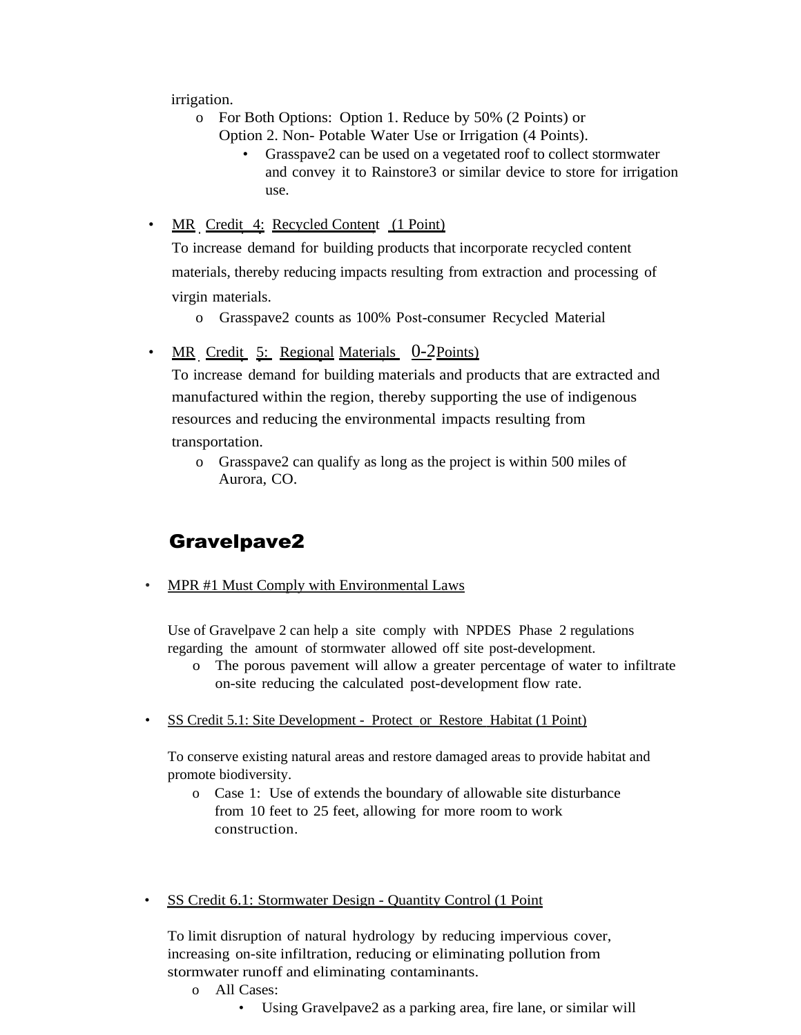irrigation.

- For Both Options: Option 1. Reduce by 50% (2 Points) or Option 2. Non- Potable Water Use or Irrigation (4 Points).
    - Grasspave2 can be used on a vegetated roof to collect stormwater and convey it to Rainstore3 or similar device to store for irrigation use.

- MR Credit 4: Recycled Content (1 Point)

  To increase demand for building products that incorporate recycled content materials, thereby reducing impacts resulting from extraction and processing of virgin materials.
    - Grasspave2 counts as 100% Post-consumer Recycled Material

- MR Credit 5: Regional Materials 0-2 Points)

  To increase demand for building materials and products that are extracted and manufactured within the region, thereby supporting the use of indigenous resources and reducing the environmental impacts resulting from transportation.
    - Grasspave2 can qualify as long as the project is within 500 miles of Aurora, CO.

## Gravelpave2

- MPR #1 Must Comply with Environmental Laws

  Use of Gravelpave 2 can help a site comply with NPDES Phase 2 regulations regarding the amount of stormwater allowed off site post-development.
    - The porous pavement will allow a greater percentage of water to infiltrate on-site reducing the calculated post-development flow rate.

- SS Credit 5.1: Site Development - Protect or Restore Habitat (1 Point)

  To conserve existing natural areas and restore damaged areas to provide habitat and promote biodiversity.
    - Case 1: Use of extends the boundary of allowable site disturbance from 10 feet to 25 feet, allowing for more room to work construction.

- SS Credit 6.1: Stormwater Design - Quantity Control (1 Point

  To limit disruption of natural hydrology by reducing impervious cover, increasing on-site infiltration, reducing or eliminating pollution from stormwater runoff and eliminating contaminants.
    - All Cases:
        - Using Gravelpave2 as a parking area, fire lane, or similar will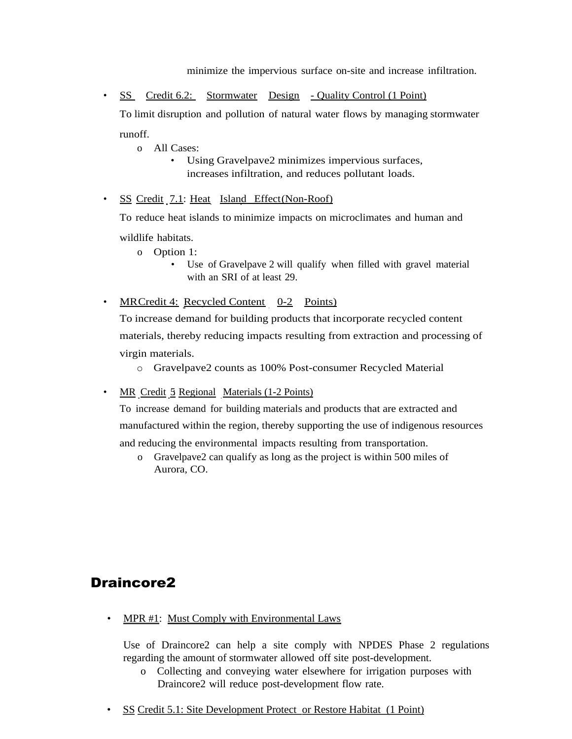minimize the impervious surface on-site and increase infiltration.

- SS Credit 6.2: Stormwater Design - Quality Control (1 Point)

  To limit disruption and pollution of natural water flows by managing stormwater runoff.

  - All Cases:
    - Using Gravelpave2 minimizes impervious surfaces, increases infiltration, and reduces pollutant loads.

- SS Credit 7.1: Heat Island Effect(Non-Roof)

  To reduce heat islands to minimize impacts on microclimates and human and wildlife habitats.

  - Option 1:
    - Use of Gravelpave 2 will qualify when filled with gravel material with an SRI of at least 29.

- MR Credit 4: Recycled Content 0-2 Points)

  To increase demand for building products that incorporate recycled content materials, thereby reducing impacts resulting from extraction and processing of virgin materials.

  - Gravelpave2 counts as 100% Post-consumer Recycled Material

- MR Credit 5 Regional Materials (1-2 Points)

  To increase demand for building materials and products that are extracted and manufactured within the region, thereby supporting the use of indigenous resources and reducing the environmental impacts resulting from transportation.

  - Gravelpave2 can qualify as long as the project is within 500 miles of Aurora, CO.

## Draincore2

- MPR #1: Must Comply with Environmental Laws

  Use of Draincore2 can help a site comply with NPDES Phase 2 regulations regarding the amount of stormwater allowed off site post-development.

  - Collecting and conveying water elsewhere for irrigation purposes with Draincore2 will reduce post-development flow rate.

- SS Credit 5.1: Site Development Protect or Restore Habitat (1 Point)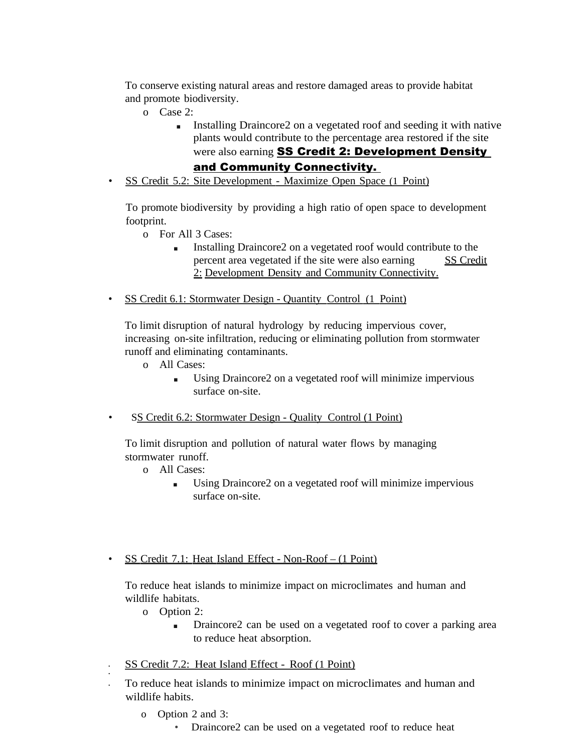To conserve existing natural areas and restore damaged areas to provide habitat and promote biodiversity.

- Case 2:
  - Installing Draincore2 on a vegetated roof and seeding it with native plants would contribute to the percentage area restored if the site were also earning **SS Credit 2: Development Density and Community Connectivity.**

- SS Credit 5.2: Site Development - Maximize Open Space (1 Point)

  To promote biodiversity by providing a high ratio of open space to development footprint.

  - For All 3 Cases:
    - Installing Draincore2 on a vegetated roof would contribute to the percent area vegetated if the site were also earning SS Credit 2: Development Density and Community Connectivity.

- SS Credit 6.1: Stormwater Design - Quantity Control (1 Point)

  To limit disruption of natural hydrology by reducing impervious cover, increasing on-site infiltration, reducing or eliminating pollution from stormwater runoff and eliminating contaminants.

  - All Cases:
    - Using Draincore2 on a vegetated roof will minimize impervious surface on-site.

- SS Credit 6.2: Stormwater Design - Quality Control (1 Point)

  To limit disruption and pollution of natural water flows by managing stormwater runoff.

  - All Cases:
    - Using Draincore2 on a vegetated roof will minimize impervious surface on-site.

- SS Credit 7.1: Heat Island Effect - Non-Roof – (1 Point)

  To reduce heat islands to minimize impact on microclimates and human and wildlife habitats.

  - Option 2:
    - Draincore2 can be used on a vegetated roof to cover a parking area to reduce heat absorption.

- SS Credit 7.2: Heat Island Effect - Roof (1 Point)

  To reduce heat islands to minimize impact on microclimates and human and wildlife habits.

  - Option 2 and 3:
    - Draincore2 can be used on a vegetated roof to reduce heat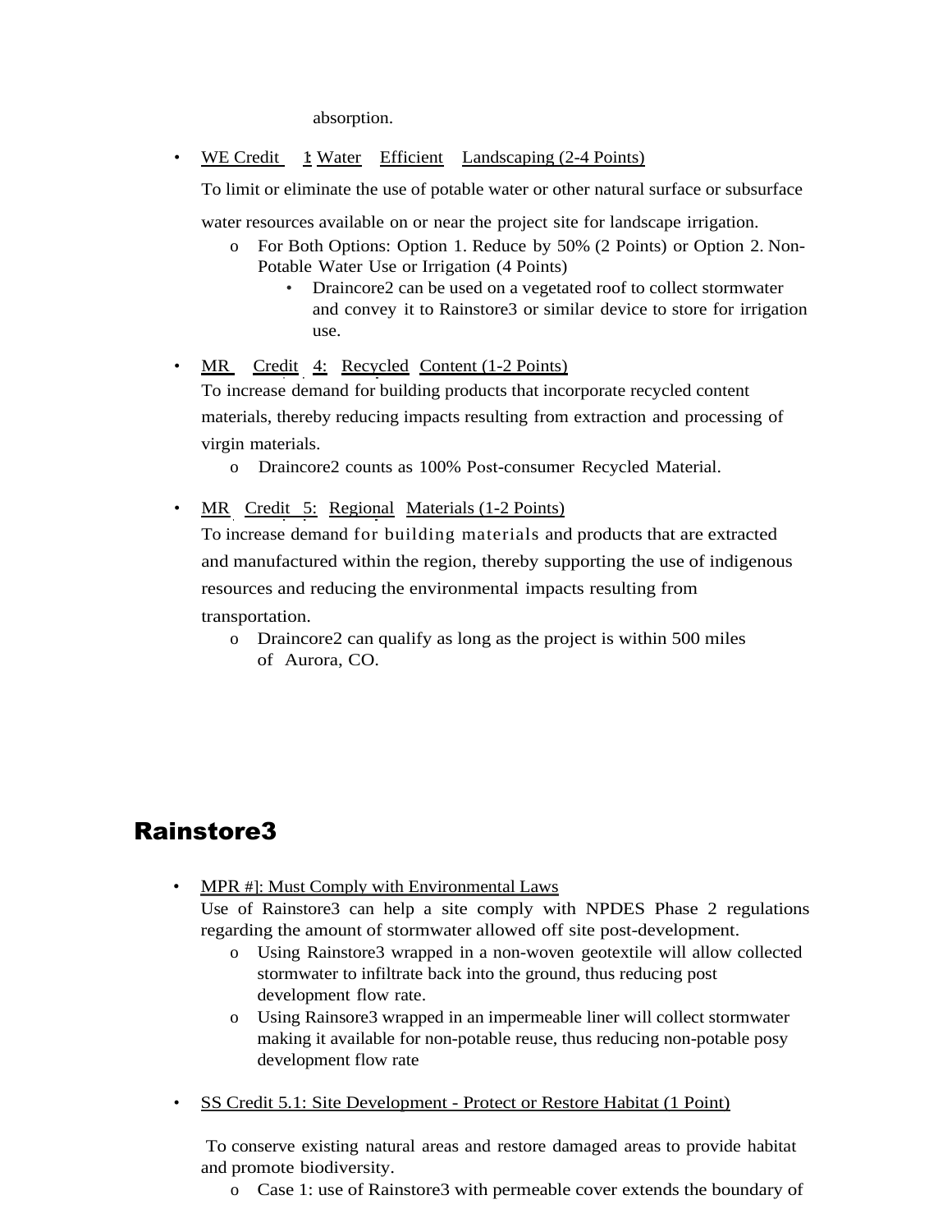absorption.

- WE Credit 1: Water Efficient Landscaping (2-4 Points)

  To limit or eliminate the use of potable water or other natural surface or subsurface water resources available on or near the project site for landscape irrigation.
  - For Both Options: Option 1. Reduce by 50% (2 Points) or Option 2. Non-Potable Water Use or Irrigation (4 Points)
    - Draincore2 can be used on a vegetated roof to collect stormwater and convey it to Rainstore3 or similar device to store for irrigation use.

- MR Credit 4: Recycled Content (1-2 Points)

  To increase demand for building products that incorporate recycled content materials, thereby reducing impacts resulting from extraction and processing of virgin materials.
  - Draincore2 counts as 100% Post-consumer Recycled Material.

- MR Credit 5: Regional Materials (1-2 Points)

  To increase demand for building materials and products that are extracted and manufactured within the region, thereby supporting the use of indigenous resources and reducing the environmental impacts resulting from transportation.
  - Draincore2 can qualify as long as the project is within 500 miles of Aurora, CO.

## Rainstore3

- MPR #]: Must Comply with Environmental Laws

  Use of Rainstore3 can help a site comply with NPDES Phase 2 regulations regarding the amount of stormwater allowed off site post-development.
  - Using Rainstore3 wrapped in a non-woven geotextile will allow collected stormwater to infiltrate back into the ground, thus reducing post development flow rate.
  - Using Rainsore3 wrapped in an impermeable liner will collect stormwater making it available for non-potable reuse, thus reducing non-potable posy development flow rate

- SS Credit 5.1: Site Development - Protect or Restore Habitat (1 Point)

  To conserve existing natural areas and restore damaged areas to provide habitat and promote biodiversity.
  - Case 1: use of Rainstore3 with permeable cover extends the boundary of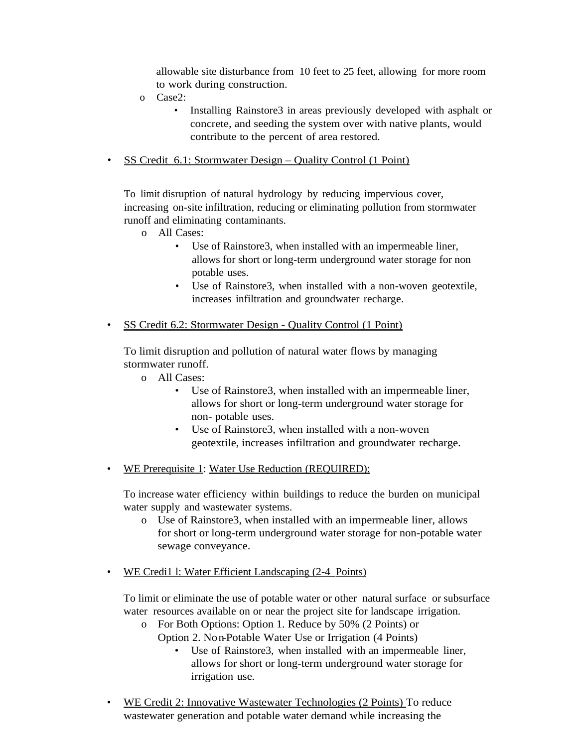allowable site disturbance from 10 feet to 25 feet, allowing for more room to work during construction.

- o Case2:
  - Installing Rainstore3 in areas previously developed with asphalt or concrete, and seeding the system over with native plants, would contribute to the percent of area restored.

- <u>SS Credit 6.1: Stormwater Design – Quality Control (1 Point)</u>

  To limit disruption of natural hydrology by reducing impervious cover, increasing on-site infiltration, reducing or eliminating pollution from stormwater runoff and eliminating contaminants.

  - o All Cases:
    - Use of Rainstore3, when installed with an impermeable liner, allows for short or long-term underground water storage for non potable uses.
    - Use of Rainstore3, when installed with a non-woven geotextile, increases infiltration and groundwater recharge.

- <u>SS Credit 6.2: Stormwater Design - Quality Control (1 Point)</u>

  To limit disruption and pollution of natural water flows by managing stormwater runoff.

  - o All Cases:
    - Use of Rainstore3, when installed with an impermeable liner, allows for short or long-term underground water storage for non- potable uses.
    - Use of Rainstore3, when installed with a non-woven geotextile, increases infiltration and groundwater recharge.

- <u>WE Prerequisite 1</u>: <u>Water Use Reduction (REQUIRED):</u>

  To increase water efficiency within buildings to reduce the burden on municipal water supply and wastewater systems.

  - o Use of Rainstore3, when installed with an impermeable liner, allows for short or long-term underground water storage for non-potable water sewage conveyance.

- <u>WE Credi1 l: Water Efficient Landscaping (2-4 Points)</u>

  To limit or eliminate the use of potable water or other natural surface or subsurface water resources available on or near the project site for landscape irrigation.

  - o For Both Options: Option 1. Reduce by 50% (2 Points) or Option 2. Non-Potable Water Use or Irrigation (4 Points)
    - Use of Rainstore3, when installed with an impermeable liner, allows for short or long-term underground water storage for irrigation use.

- <u>WE Credit 2: Innovative Wastewater Technologies (2 Points)</u> To reduce wastewater generation and potable water demand while increasing the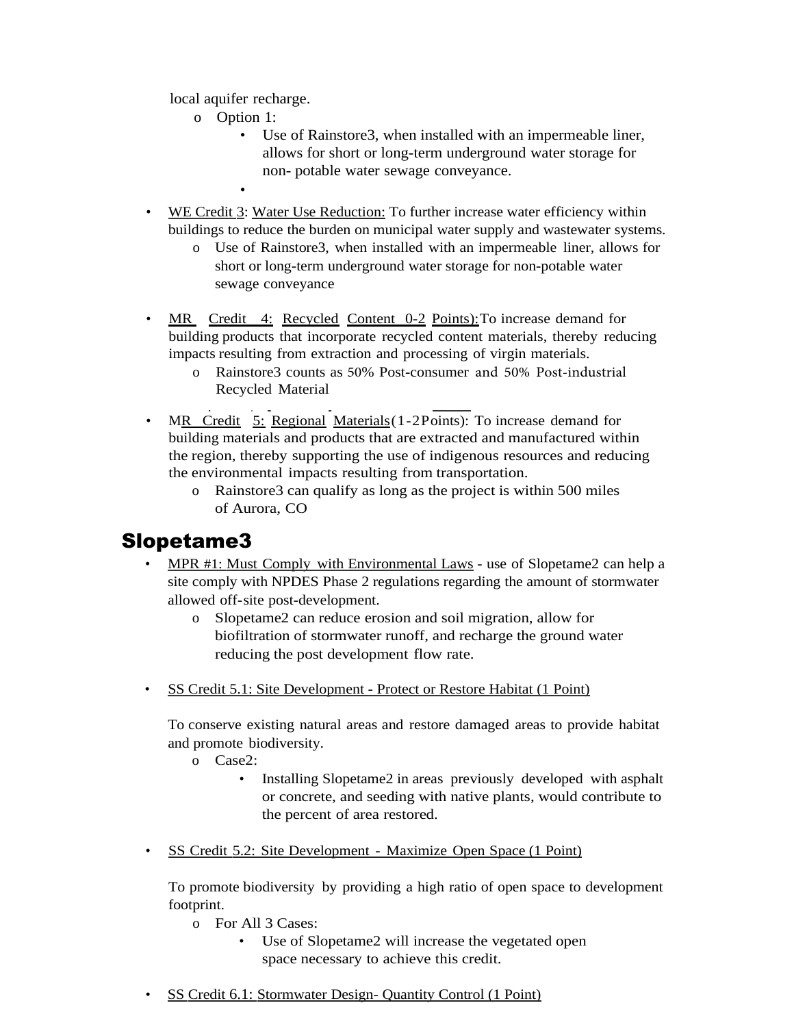local aquifer recharge.

- Option 1:
  - Use of Rainstore3, when installed with an impermeable liner, allows for short or long-term underground water storage for non- potable water sewage conveyance.
  -

- WE Credit 3: Water Use Reduction: To further increase water efficiency within buildings to reduce the burden on municipal water supply and wastewater systems.
  - Use of Rainstore3, when installed with an impermeable liner, allows for short or long-term underground water storage for non-potable water sewage conveyance

- MR Credit 4: Recycled Content 0-2 Points): To increase demand for building products that incorporate recycled content materials, thereby reducing impacts resulting from extraction and processing of virgin materials.
  - Rainstore3 counts as 50% Post-consumer and 50% Post-industrial Recycled Material

- MR Credit 5: Regional Materials(1-2Points): To increase demand for building materials and products that are extracted and manufactured within the region, thereby supporting the use of indigenous resources and reducing the environmental impacts resulting from transportation.
  - Rainstore3 can qualify as long as the project is within 500 miles of Aurora, CO

## Slopetame3

- MPR #1: Must Comply with Environmental Laws - use of Slopetame2 can help a site comply with NPDES Phase 2 regulations regarding the amount of stormwater allowed off-site post-development.
  - Slopetame2 can reduce erosion and soil migration, allow for biofiltration of stormwater runoff, and recharge the ground water reducing the post development flow rate.

- SS Credit 5.1: Site Development - Protect or Restore Habitat (1 Point)

  To conserve existing natural areas and restore damaged areas to provide habitat and promote biodiversity.
  - Case2:
    - Installing Slopetame2 in areas previously developed with asphalt or concrete, and seeding with native plants, would contribute to the percent of area restored.

- SS Credit 5.2: Site Development - Maximize Open Space (1 Point)

  To promote biodiversity by providing a high ratio of open space to development footprint.
  - For All 3 Cases:
    - Use of Slopetame2 will increase the vegetated open space necessary to achieve this credit.

- SS Credit 6.1: Stormwater Design- Quantity Control (1 Point)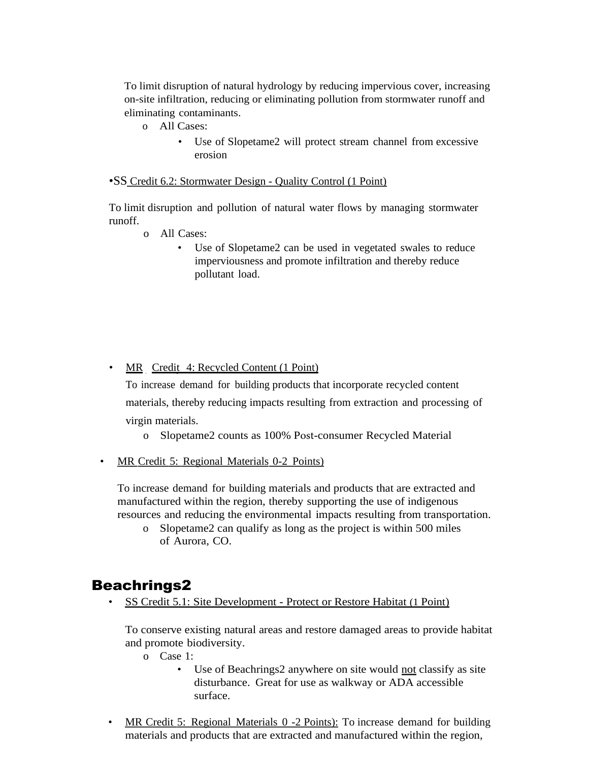To limit disruption of natural hydrology by reducing impervious cover, increasing on-site infiltration, reducing or eliminating pollution from stormwater runoff and eliminating contaminants.

- All Cases:
  - Use of Slopetame2 will protect stream channel from excessive erosion

- SS Credit 6.2: Stormwater Design - Quality Control (1 Point)

To limit disruption and pollution of natural water flows by managing stormwater runoff.

- All Cases:
  - Use of Slopetame2 can be used in vegetated swales to reduce imperviousness and promote infiltration and thereby reduce pollutant load.

- MR Credit 4: Recycled Content (1 Point)

  To increase demand for building products that incorporate recycled content materials, thereby reducing impacts resulting from extraction and processing of virgin materials.

  - Slopetame2 counts as 100% Post-consumer Recycled Material

- MR Credit 5: Regional Materials 0-2 Points)

  To increase demand for building materials and products that are extracted and manufactured within the region, thereby supporting the use of indigenous resources and reducing the environmental impacts resulting from transportation.

  - Slopetame2 can qualify as long as the project is within 500 miles of Aurora, CO.

## Beachrings2

- SS Credit 5.1: Site Development - Protect or Restore Habitat (1 Point)

  To conserve existing natural areas and restore damaged areas to provide habitat and promote biodiversity.

  - Case 1:
    - Use of Beachrings2 anywhere on site would not classify as site disturbance. Great for use as walkway or ADA accessible surface.

- MR Credit 5: Regional Materials 0 -2 Points): To increase demand for building materials and products that are extracted and manufactured within the region,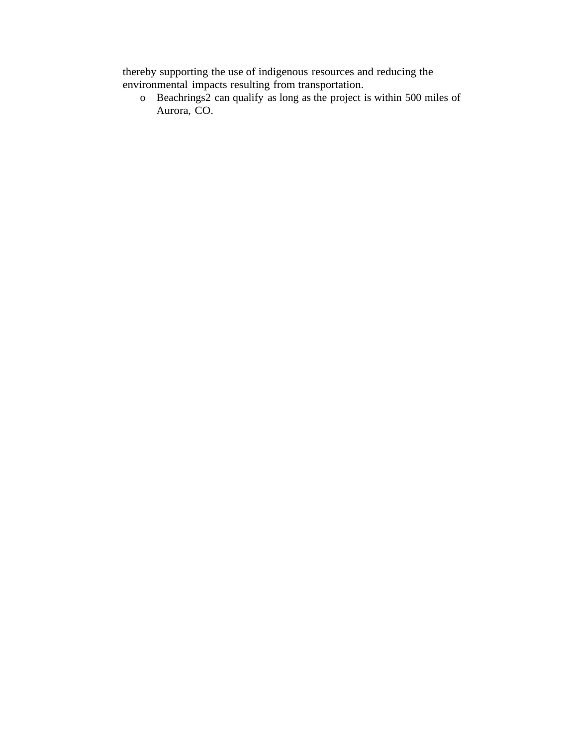thereby supporting the use of indigenous resources and reducing the environmental impacts resulting from transportation.

- Beachrings2 can qualify as long as the project is within 500 miles of Aurora, CO.